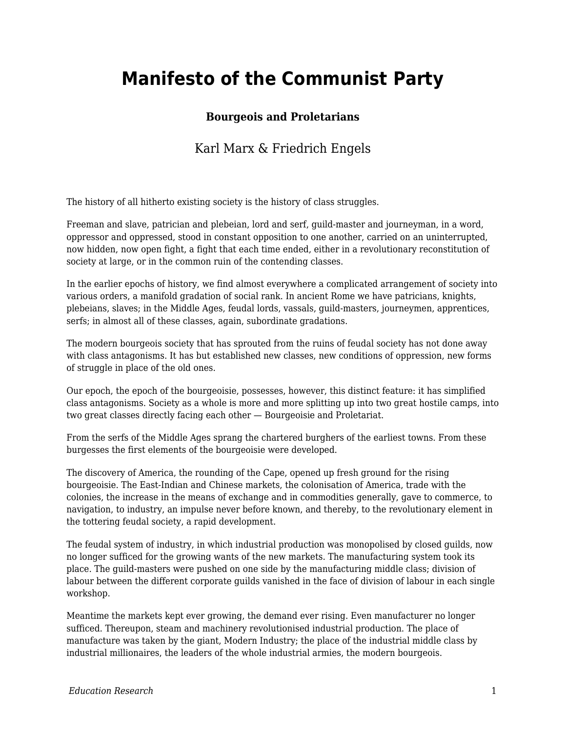# Manifesto of the Communist Party

### Bourgeois and Proletarians

Karl Marx & Friedrich Engels

The history of all hitherto existing society is the history of class struggles.

Freeman and slave, patrician and plebeian, lord and serf, guild-master and journeyman, in a word, oppressor and oppressed, stood in constant opposition to one another, carried on an uninterrupted, now hidden, now open fight, a fight that each time ended, either in a revolutionary reconstitution of society at large, or in the common ruin of the contending classes.

In the earlier epochs of history, we find almost everywhere a complicated arrangement of society into various orders, a manifold gradation of social rank. In ancient Rome we have patricians, knights, plebeians, slaves; in the Middle Ages, feudal lords, vassals, guild-masters, journeymen, apprentices, serfs; in almost all of these classes, again, subordinate gradations.

The modern bourgeois society that has sprouted from the ruins of feudal society has not done away with class antagonisms. It has but established new classes, new conditions of oppression, new forms of struggle in place of the old ones.

Our epoch, the epoch of the bourgeoisie, possesses, however, this distinct feature: it has simplified class antagonisms. Society as a whole is more and more splitting up into two great hostile camps, into two great classes directly facing each other — Bourgeoisie and Proletariat.

From the serfs of the Middle Ages sprang the chartered burghers of the earliest towns. From these burgesses the first elements of the bourgeoisie were developed.

The discovery of America, the rounding of the Cape, opened up fresh ground for the rising bourgeoisie. The East-Indian and Chinese markets, the colonisation of America, trade with the colonies, the increase in the means of exchange and in commodities generally, gave to commerce, to navigation, to industry, an impulse never before known, and thereby, to the revolutionary element in the tottering feudal society, a rapid development.

The feudal system of industry, in which industrial production was monopolised by closed guilds, now no longer sufficed for the growing wants of the new markets. The manufacturing system took its place. The guild-masters were pushed on one side by the manufacturing middle class; division of labour between the different corporate guilds vanished in the face of division of labour in each single workshop.

Meantime the markets kept ever growing, the demand ever rising. Even manufacturer no longer sufficed. Thereupon, steam and machinery revolutionised industrial production. The place of manufacture was taken by the giant, Modern Industry; the place of the industrial middle class by industrial millionaires, the leaders of the whole industrial armies, the modern bourgeois.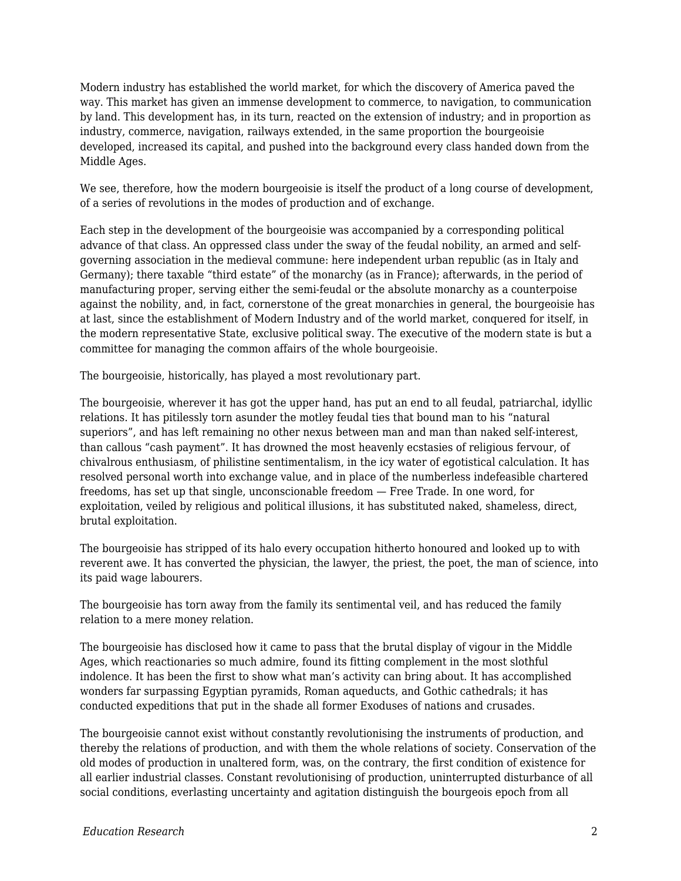Modern industry has established the world market, for which the discovery of America paved the way. This market has given an immense development to commerce, to navigation, to communication by land. This development has, in its turn, reacted on the extension of industry; and in proportion as industry, commerce, navigation, railways extended, in the same proportion the bourgeoisie developed, increased its capital, and pushed into the background every class handed down from the Middle Ages.

We see, therefore, how the modern bourgeoisie is itself the product of a long course of development, of a series of revolutions in the modes of production and of exchange.

Each step in the development of the bourgeoisie was accompanied by a corresponding political advance of that class. An oppressed class under the sway of the feudal nobility, an armed and self-governing association in the medieval commune: here independent urban republic (as in Italy and Germany); there taxable “third estate” of the monarchy (as in France); afterwards, in the period of manufacturing proper, serving either the semi-feudal or the absolute monarchy as a counterpoise against the nobility, and, in fact, cornerstone of the great monarchies in general, the bourgeoisie has at last, since the establishment of Modern Industry and of the world market, conquered for itself, in the modern representative State, exclusive political sway. The executive of the modern state is but a committee for managing the common affairs of the whole bourgeoisie.

The bourgeoisie, historically, has played a most revolutionary part.

The bourgeoisie, wherever it has got the upper hand, has put an end to all feudal, patriarchal, idyllic relations. It has pitilessly torn asunder the motley feudal ties that bound man to his “natural superiors”, and has left remaining no other nexus between man and man than naked self-interest, than callous “cash payment”. It has drowned the most heavenly ecstasies of religious fervour, of chivalrous enthusiasm, of philistine sentimentalism, in the icy water of egotistical calculation. It has resolved personal worth into exchange value, and in place of the numberless indefeasible chartered freedoms, has set up that single, unconscionable freedom — Free Trade. In one word, for exploitation, veiled by religious and political illusions, it has substituted naked, shameless, direct, brutal exploitation.

The bourgeoisie has stripped of its halo every occupation hitherto honoured and looked up to with reverent awe. It has converted the physician, the lawyer, the priest, the poet, the man of science, into its paid wage labourers.

The bourgeoisie has torn away from the family its sentimental veil, and has reduced the family relation to a mere money relation.

The bourgeoisie has disclosed how it came to pass that the brutal display of vigour in the Middle Ages, which reactionaries so much admire, found its fitting complement in the most slothful indolence. It has been the first to show what man’s activity can bring about. It has accomplished wonders far surpassing Egyptian pyramids, Roman aqueducts, and Gothic cathedrals; it has conducted expeditions that put in the shade all former Exoduses of nations and crusades.

The bourgeoisie cannot exist without constantly revolutionising the instruments of production, and thereby the relations of production, and with them the whole relations of society. Conservation of the old modes of production in unaltered form, was, on the contrary, the first condition of existence for all earlier industrial classes. Constant revolutionising of production, uninterrupted disturbance of all social conditions, everlasting uncertainty and agitation distinguish the bourgeois epoch from all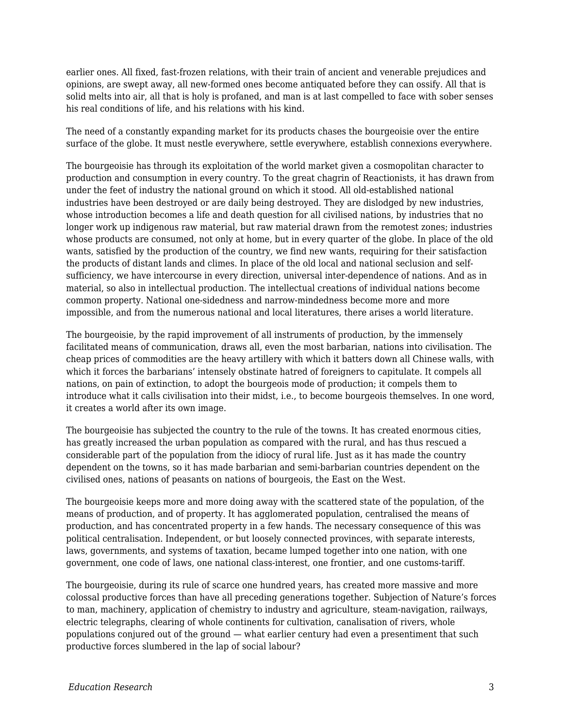earlier ones. All fixed, fast-frozen relations, with their train of ancient and venerable prejudices and opinions, are swept away, all new-formed ones become antiquated before they can ossify. All that is solid melts into air, all that is holy is profaned, and man is at last compelled to face with sober senses his real conditions of life, and his relations with his kind.

The need of a constantly expanding market for its products chases the bourgeoisie over the entire surface of the globe. It must nestle everywhere, settle everywhere, establish connexions everywhere.

The bourgeoisie has through its exploitation of the world market given a cosmopolitan character to production and consumption in every country. To the great chagrin of Reactionists, it has drawn from under the feet of industry the national ground on which it stood. All old-established national industries have been destroyed or are daily being destroyed. They are dislodged by new industries, whose introduction becomes a life and death question for all civilised nations, by industries that no longer work up indigenous raw material, but raw material drawn from the remotest zones; industries whose products are consumed, not only at home, but in every quarter of the globe. In place of the old wants, satisfied by the production of the country, we find new wants, requiring for their satisfaction the products of distant lands and climes. In place of the old local and national seclusion and self-sufficiency, we have intercourse in every direction, universal inter-dependence of nations. And as in material, so also in intellectual production. The intellectual creations of individual nations become common property. National one-sidedness and narrow-mindedness become more and more impossible, and from the numerous national and local literatures, there arises a world literature.

The bourgeoisie, by the rapid improvement of all instruments of production, by the immensely facilitated means of communication, draws all, even the most barbarian, nations into civilisation. The cheap prices of commodities are the heavy artillery with which it batters down all Chinese walls, with which it forces the barbarians' intensely obstinate hatred of foreigners to capitulate. It compels all nations, on pain of extinction, to adopt the bourgeois mode of production; it compels them to introduce what it calls civilisation into their midst, i.e., to become bourgeois themselves. In one word, it creates a world after its own image.

The bourgeoisie has subjected the country to the rule of the towns. It has created enormous cities, has greatly increased the urban population as compared with the rural, and has thus rescued a considerable part of the population from the idiocy of rural life. Just as it has made the country dependent on the towns, so it has made barbarian and semi-barbarian countries dependent on the civilised ones, nations of peasants on nations of bourgeois, the East on the West.

The bourgeoisie keeps more and more doing away with the scattered state of the population, of the means of production, and of property. It has agglomerated population, centralised the means of production, and has concentrated property in a few hands. The necessary consequence of this was political centralisation. Independent, or but loosely connected provinces, with separate interests, laws, governments, and systems of taxation, became lumped together into one nation, with one government, one code of laws, one national class-interest, one frontier, and one customs-tariff.

The bourgeoisie, during its rule of scarce one hundred years, has created more massive and more colossal productive forces than have all preceding generations together. Subjection of Nature's forces to man, machinery, application of chemistry to industry and agriculture, steam-navigation, railways, electric telegraphs, clearing of whole continents for cultivation, canalisation of rivers, whole populations conjured out of the ground — what earlier century had even a presentiment that such productive forces slumbered in the lap of social labour?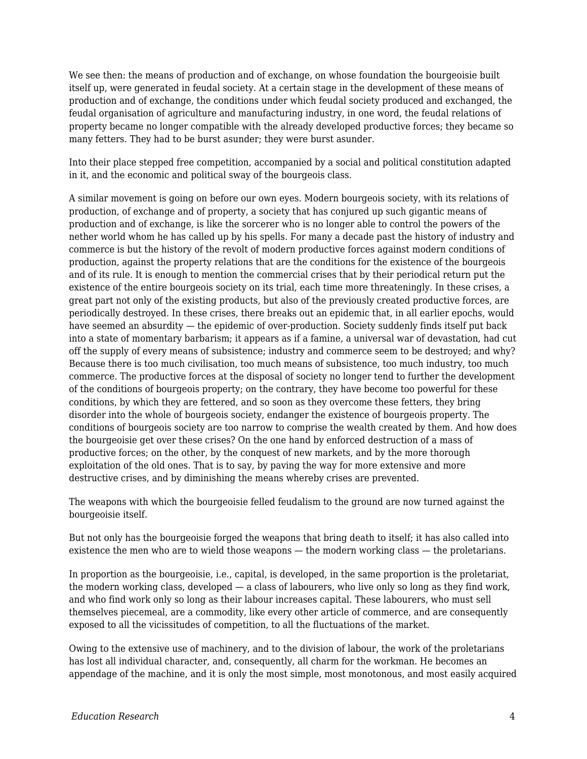We see then: the means of production and of exchange, on whose foundation the bourgeoisie built itself up, were generated in feudal society. At a certain stage in the development of these means of production and of exchange, the conditions under which feudal society produced and exchanged, the feudal organisation of agriculture and manufacturing industry, in one word, the feudal relations of property became no longer compatible with the already developed productive forces; they became so many fetters. They had to be burst asunder; they were burst asunder.

Into their place stepped free competition, accompanied by a social and political constitution adapted in it, and the economic and political sway of the bourgeois class.

A similar movement is going on before our own eyes. Modern bourgeois society, with its relations of production, of exchange and of property, a society that has conjured up such gigantic means of production and of exchange, is like the sorcerer who is no longer able to control the powers of the nether world whom he has called up by his spells. For many a decade past the history of industry and commerce is but the history of the revolt of modern productive forces against modern conditions of production, against the property relations that are the conditions for the existence of the bourgeois and of its rule. It is enough to mention the commercial crises that by their periodical return put the existence of the entire bourgeois society on its trial, each time more threateningly. In these crises, a great part not only of the existing products, but also of the previously created productive forces, are periodically destroyed. In these crises, there breaks out an epidemic that, in all earlier epochs, would have seemed an absurdity — the epidemic of over-production. Society suddenly finds itself put back into a state of momentary barbarism; it appears as if a famine, a universal war of devastation, had cut off the supply of every means of subsistence; industry and commerce seem to be destroyed; and why? Because there is too much civilisation, too much means of subsistence, too much industry, too much commerce. The productive forces at the disposal of society no longer tend to further the development of the conditions of bourgeois property; on the contrary, they have become too powerful for these conditions, by which they are fettered, and so soon as they overcome these fetters, they bring disorder into the whole of bourgeois society, endanger the existence of bourgeois property. The conditions of bourgeois society are too narrow to comprise the wealth created by them. And how does the bourgeoisie get over these crises? On the one hand by enforced destruction of a mass of productive forces; on the other, by the conquest of new markets, and by the more thorough exploitation of the old ones. That is to say, by paving the way for more extensive and more destructive crises, and by diminishing the means whereby crises are prevented.

The weapons with which the bourgeoisie felled feudalism to the ground are now turned against the bourgeoisie itself.

But not only has the bourgeoisie forged the weapons that bring death to itself; it has also called into existence the men who are to wield those weapons — the modern working class — the proletarians.

In proportion as the bourgeoisie, i.e., capital, is developed, in the same proportion is the proletariat, the modern working class, developed — a class of labourers, who live only so long as they find work, and who find work only so long as their labour increases capital. These labourers, who must sell themselves piecemeal, are a commodity, like every other article of commerce, and are consequently exposed to all the vicissitudes of competition, to all the fluctuations of the market.

Owing to the extensive use of machinery, and to the division of labour, the work of the proletarians has lost all individual character, and, consequently, all charm for the workman. He becomes an appendage of the machine, and it is only the most simple, most monotonous, and most easily acquired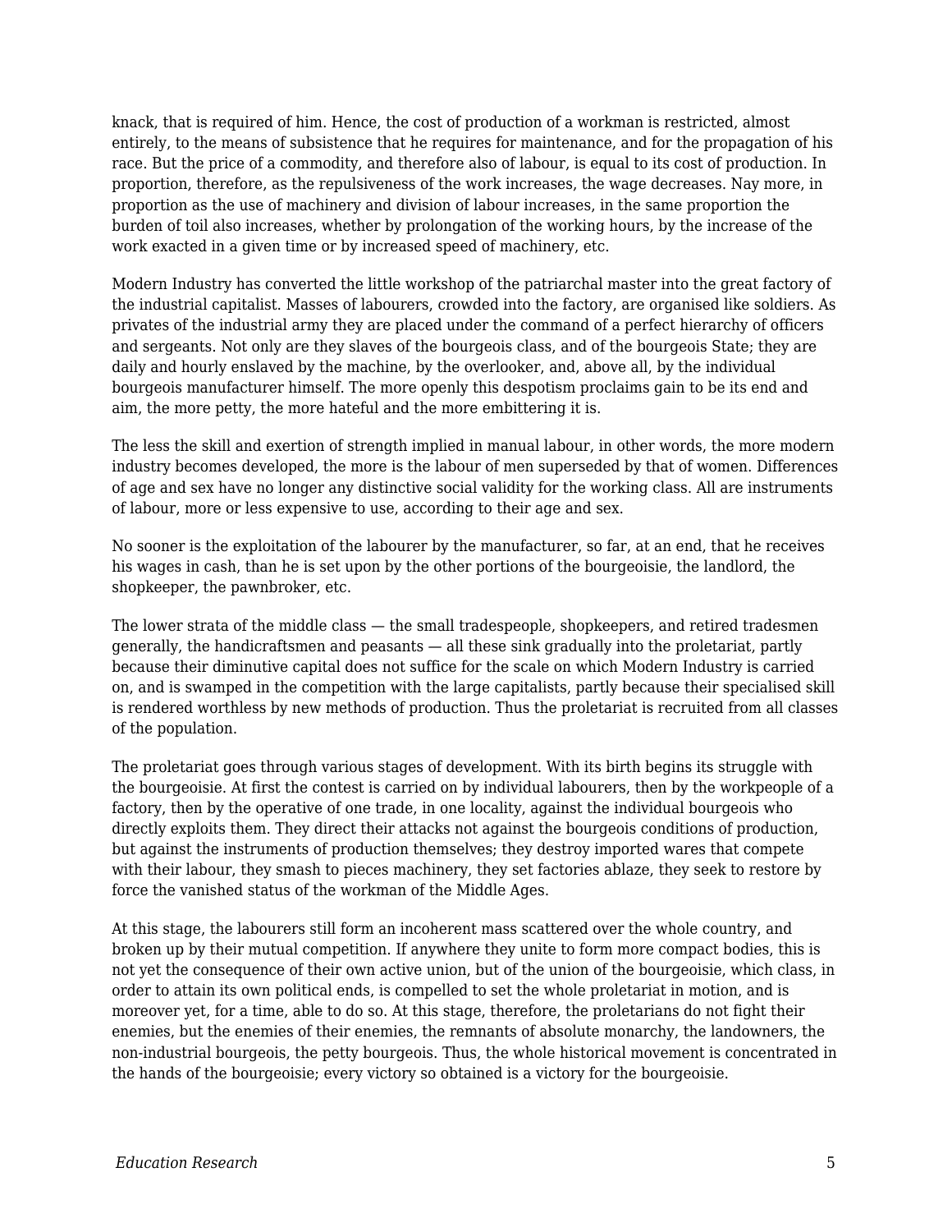knack, that is required of him. Hence, the cost of production of a workman is restricted, almost entirely, to the means of subsistence that he requires for maintenance, and for the propagation of his race. But the price of a commodity, and therefore also of labour, is equal to its cost of production. In proportion, therefore, as the repulsiveness of the work increases, the wage decreases. Nay more, in proportion as the use of machinery and division of labour increases, in the same proportion the burden of toil also increases, whether by prolongation of the working hours, by the increase of the work exacted in a given time or by increased speed of machinery, etc.

Modern Industry has converted the little workshop of the patriarchal master into the great factory of the industrial capitalist. Masses of labourers, crowded into the factory, are organised like soldiers. As privates of the industrial army they are placed under the command of a perfect hierarchy of officers and sergeants. Not only are they slaves of the bourgeois class, and of the bourgeois State; they are daily and hourly enslaved by the machine, by the overlooker, and, above all, by the individual bourgeois manufacturer himself. The more openly this despotism proclaims gain to be its end and aim, the more petty, the more hateful and the more embittering it is.

The less the skill and exertion of strength implied in manual labour, in other words, the more modern industry becomes developed, the more is the labour of men superseded by that of women. Differences of age and sex have no longer any distinctive social validity for the working class. All are instruments of labour, more or less expensive to use, according to their age and sex.

No sooner is the exploitation of the labourer by the manufacturer, so far, at an end, that he receives his wages in cash, than he is set upon by the other portions of the bourgeoisie, the landlord, the shopkeeper, the pawnbroker, etc.

The lower strata of the middle class — the small tradespeople, shopkeepers, and retired tradesmen generally, the handicraftsmen and peasants — all these sink gradually into the proletariat, partly because their diminutive capital does not suffice for the scale on which Modern Industry is carried on, and is swamped in the competition with the large capitalists, partly because their specialised skill is rendered worthless by new methods of production. Thus the proletariat is recruited from all classes of the population.

The proletariat goes through various stages of development. With its birth begins its struggle with the bourgeoisie. At first the contest is carried on by individual labourers, then by the workpeople of a factory, then by the operative of one trade, in one locality, against the individual bourgeois who directly exploits them. They direct their attacks not against the bourgeois conditions of production, but against the instruments of production themselves; they destroy imported wares that compete with their labour, they smash to pieces machinery, they set factories ablaze, they seek to restore by force the vanished status of the workman of the Middle Ages.

At this stage, the labourers still form an incoherent mass scattered over the whole country, and broken up by their mutual competition. If anywhere they unite to form more compact bodies, this is not yet the consequence of their own active union, but of the union of the bourgeoisie, which class, in order to attain its own political ends, is compelled to set the whole proletariat in motion, and is moreover yet, for a time, able to do so. At this stage, therefore, the proletarians do not fight their enemies, but the enemies of their enemies, the remnants of absolute monarchy, the landowners, the non-industrial bourgeois, the petty bourgeois. Thus, the whole historical movement is concentrated in the hands of the bourgeoisie; every victory so obtained is a victory for the bourgeoisie.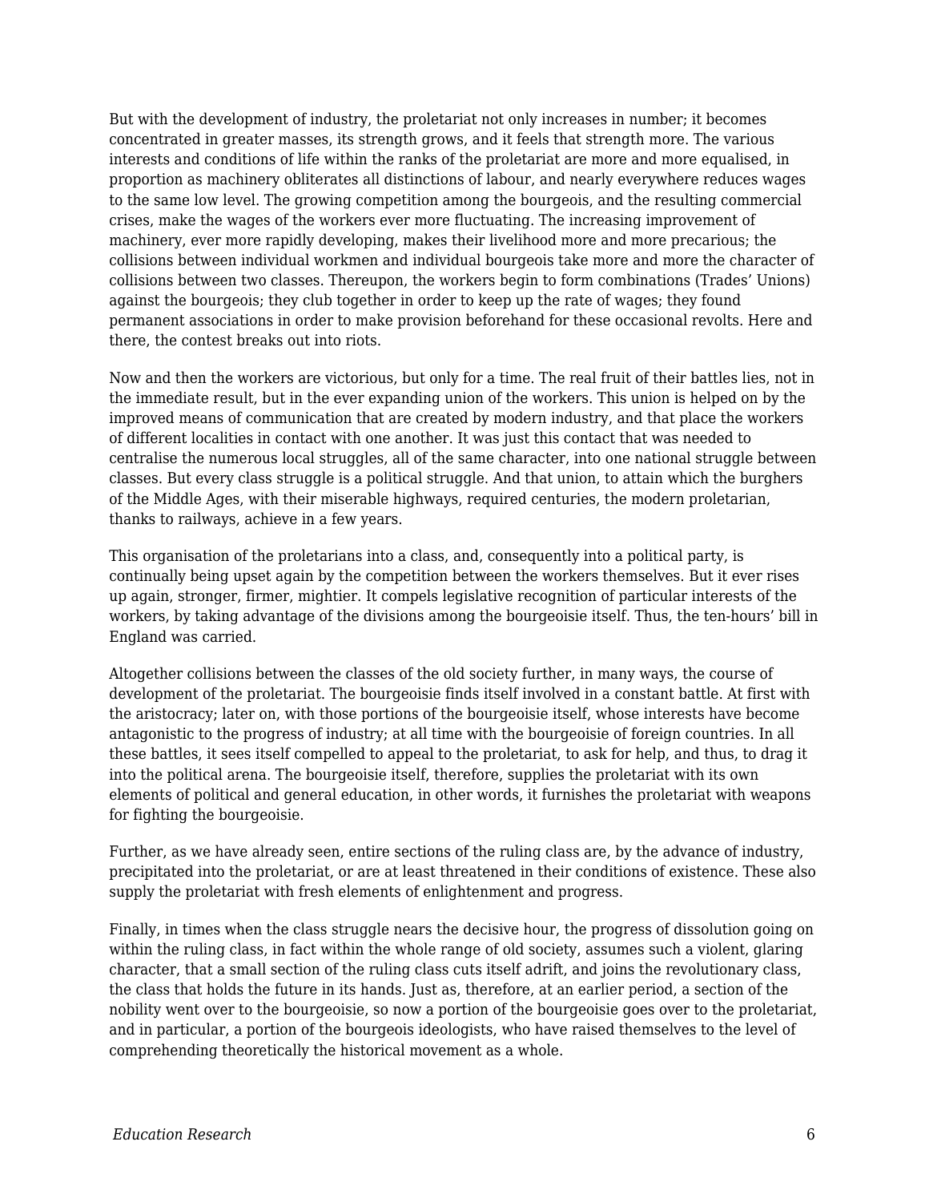But with the development of industry, the proletariat not only increases in number; it becomes concentrated in greater masses, its strength grows, and it feels that strength more. The various interests and conditions of life within the ranks of the proletariat are more and more equalised, in proportion as machinery obliterates all distinctions of labour, and nearly everywhere reduces wages to the same low level. The growing competition among the bourgeois, and the resulting commercial crises, make the wages of the workers ever more fluctuating. The increasing improvement of machinery, ever more rapidly developing, makes their livelihood more and more precarious; the collisions between individual workmen and individual bourgeois take more and more the character of collisions between two classes. Thereupon, the workers begin to form combinations (Trades' Unions) against the bourgeois; they club together in order to keep up the rate of wages; they found permanent associations in order to make provision beforehand for these occasional revolts. Here and there, the contest breaks out into riots.

Now and then the workers are victorious, but only for a time. The real fruit of their battles lies, not in the immediate result, but in the ever expanding union of the workers. This union is helped on by the improved means of communication that are created by modern industry, and that place the workers of different localities in contact with one another. It was just this contact that was needed to centralise the numerous local struggles, all of the same character, into one national struggle between classes. But every class struggle is a political struggle. And that union, to attain which the burghers of the Middle Ages, with their miserable highways, required centuries, the modern proletarian, thanks to railways, achieve in a few years.

This organisation of the proletarians into a class, and, consequently into a political party, is continually being upset again by the competition between the workers themselves. But it ever rises up again, stronger, firmer, mightier. It compels legislative recognition of particular interests of the workers, by taking advantage of the divisions among the bourgeoisie itself. Thus, the ten-hours' bill in England was carried.

Altogether collisions between the classes of the old society further, in many ways, the course of development of the proletariat. The bourgeoisie finds itself involved in a constant battle. At first with the aristocracy; later on, with those portions of the bourgeoisie itself, whose interests have become antagonistic to the progress of industry; at all time with the bourgeoisie of foreign countries. In all these battles, it sees itself compelled to appeal to the proletariat, to ask for help, and thus, to drag it into the political arena. The bourgeoisie itself, therefore, supplies the proletariat with its own elements of political and general education, in other words, it furnishes the proletariat with weapons for fighting the bourgeoisie.

Further, as we have already seen, entire sections of the ruling class are, by the advance of industry, precipitated into the proletariat, or are at least threatened in their conditions of existence. These also supply the proletariat with fresh elements of enlightenment and progress.

Finally, in times when the class struggle nears the decisive hour, the progress of dissolution going on within the ruling class, in fact within the whole range of old society, assumes such a violent, glaring character, that a small section of the ruling class cuts itself adrift, and joins the revolutionary class, the class that holds the future in its hands. Just as, therefore, at an earlier period, a section of the nobility went over to the bourgeoisie, so now a portion of the bourgeoisie goes over to the proletariat, and in particular, a portion of the bourgeois ideologists, who have raised themselves to the level of comprehending theoretically the historical movement as a whole.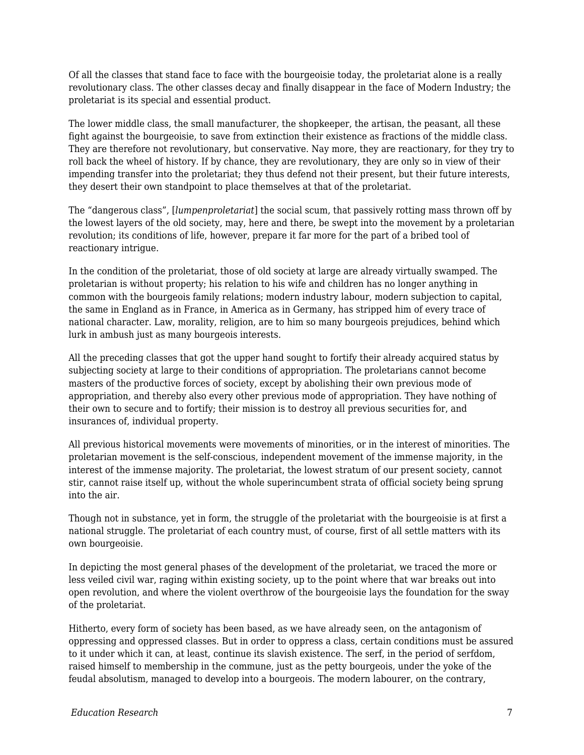Of all the classes that stand face to face with the bourgeoisie today, the proletariat alone is a really revolutionary class. The other classes decay and finally disappear in the face of Modern Industry; the proletariat is its special and essential product.

The lower middle class, the small manufacturer, the shopkeeper, the artisan, the peasant, all these fight against the bourgeoisie, to save from extinction their existence as fractions of the middle class. They are therefore not revolutionary, but conservative. Nay more, they are reactionary, for they try to roll back the wheel of history. If by chance, they are revolutionary, they are only so in view of their impending transfer into the proletariat; they thus defend not their present, but their future interests, they desert their own standpoint to place themselves at that of the proletariat.

The "dangerous class", [*lumpenproletariat*] the social scum, that passively rotting mass thrown off by the lowest layers of the old society, may, here and there, be swept into the movement by a proletarian revolution; its conditions of life, however, prepare it far more for the part of a bribed tool of reactionary intrigue.

In the condition of the proletariat, those of old society at large are already virtually swamped. The proletarian is without property; his relation to his wife and children has no longer anything in common with the bourgeois family relations; modern industry labour, modern subjection to capital, the same in England as in France, in America as in Germany, has stripped him of every trace of national character. Law, morality, religion, are to him so many bourgeois prejudices, behind which lurk in ambush just as many bourgeois interests.

All the preceding classes that got the upper hand sought to fortify their already acquired status by subjecting society at large to their conditions of appropriation. The proletarians cannot become masters of the productive forces of society, except by abolishing their own previous mode of appropriation, and thereby also every other previous mode of appropriation. They have nothing of their own to secure and to fortify; their mission is to destroy all previous securities for, and insurances of, individual property.

All previous historical movements were movements of minorities, or in the interest of minorities. The proletarian movement is the self-conscious, independent movement of the immense majority, in the interest of the immense majority. The proletariat, the lowest stratum of our present society, cannot stir, cannot raise itself up, without the whole superincumbent strata of official society being sprung into the air.

Though not in substance, yet in form, the struggle of the proletariat with the bourgeoisie is at first a national struggle. The proletariat of each country must, of course, first of all settle matters with its own bourgeoisie.

In depicting the most general phases of the development of the proletariat, we traced the more or less veiled civil war, raging within existing society, up to the point where that war breaks out into open revolution, and where the violent overthrow of the bourgeoisie lays the foundation for the sway of the proletariat.

Hitherto, every form of society has been based, as we have already seen, on the antagonism of oppressing and oppressed classes. But in order to oppress a class, certain conditions must be assured to it under which it can, at least, continue its slavish existence. The serf, in the period of serfdom, raised himself to membership in the commune, just as the petty bourgeois, under the yoke of the feudal absolutism, managed to develop into a bourgeois. The modern labourer, on the contrary,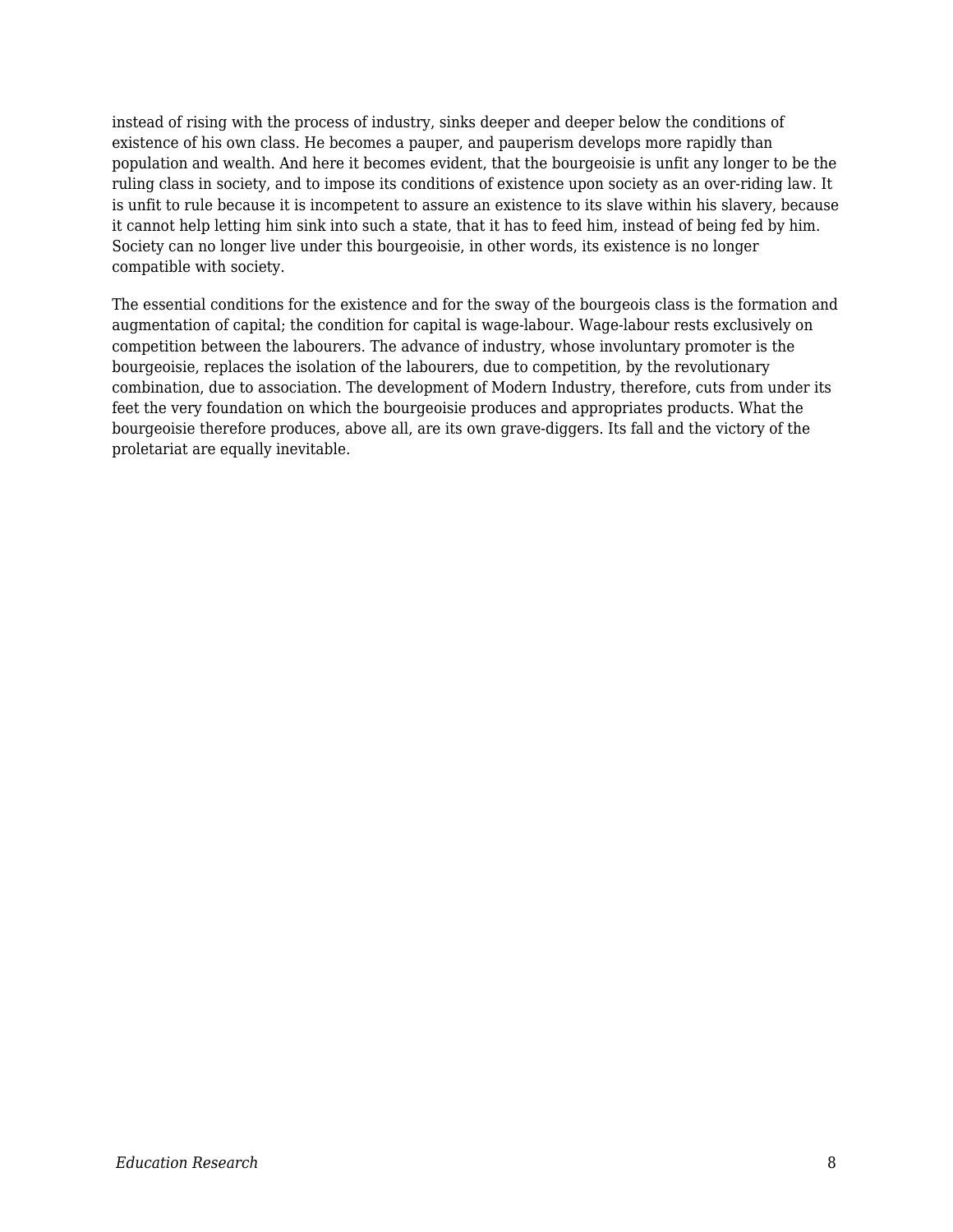instead of rising with the process of industry, sinks deeper and deeper below the conditions of existence of his own class. He becomes a pauper, and pauperism develops more rapidly than population and wealth. And here it becomes evident, that the bourgeoisie is unfit any longer to be the ruling class in society, and to impose its conditions of existence upon society as an over-riding law. It is unfit to rule because it is incompetent to assure an existence to its slave within his slavery, because it cannot help letting him sink into such a state, that it has to feed him, instead of being fed by him. Society can no longer live under this bourgeoisie, in other words, its existence is no longer compatible with society.

The essential conditions for the existence and for the sway of the bourgeois class is the formation and augmentation of capital; the condition for capital is wage-labour. Wage-labour rests exclusively on competition between the labourers. The advance of industry, whose involuntary promoter is the bourgeoisie, replaces the isolation of the labourers, due to competition, by the revolutionary combination, due to association. The development of Modern Industry, therefore, cuts from under its feet the very foundation on which the bourgeoisie produces and appropriates products. What the bourgeoisie therefore produces, above all, are its own grave-diggers. Its fall and the victory of the proletariat are equally inevitable.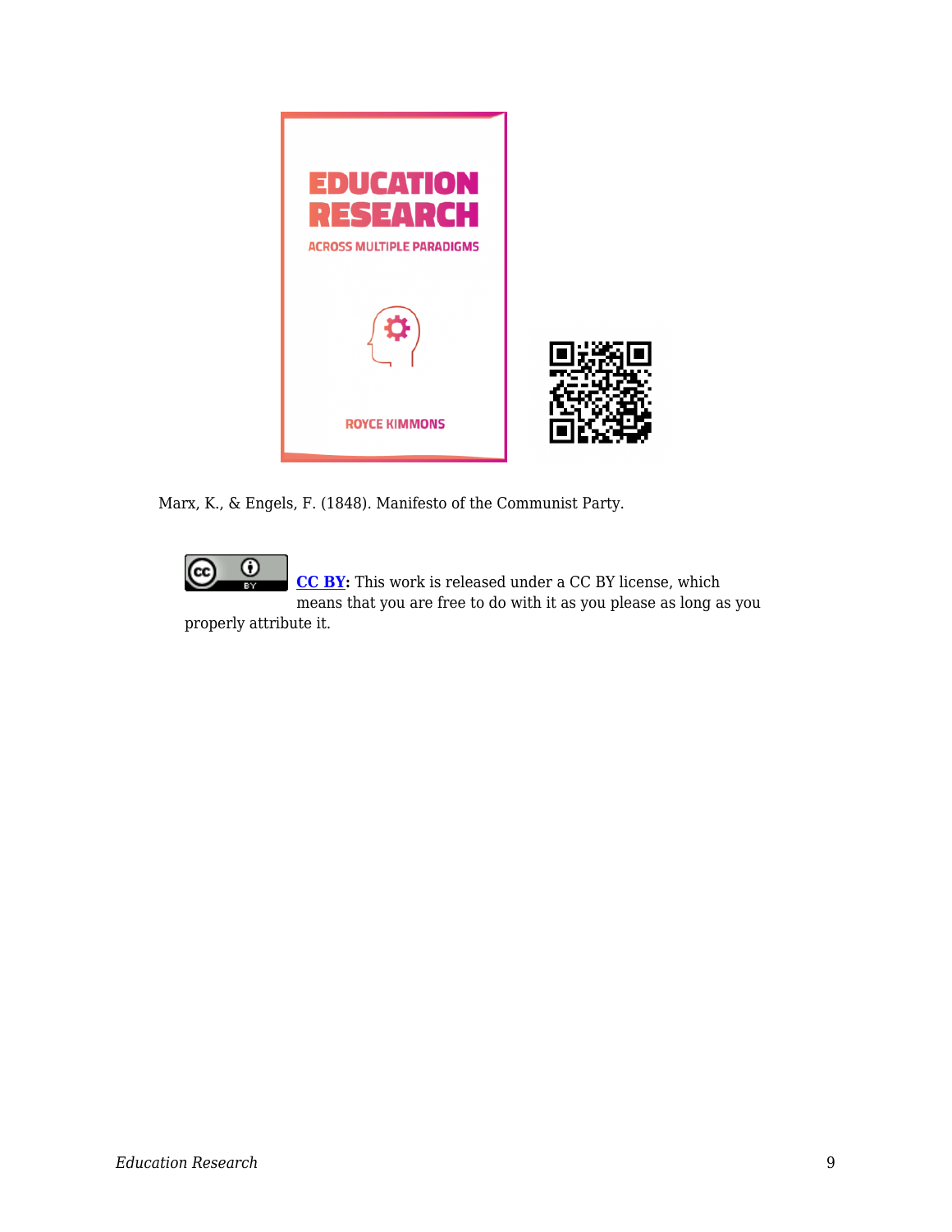Marx, K., & Engels, F. (1848). Manifesto of the Communist Party.

**CC BY:** This work is released under a CC BY license, which means that you are free to do with it as you please as long as you properly attribute it.